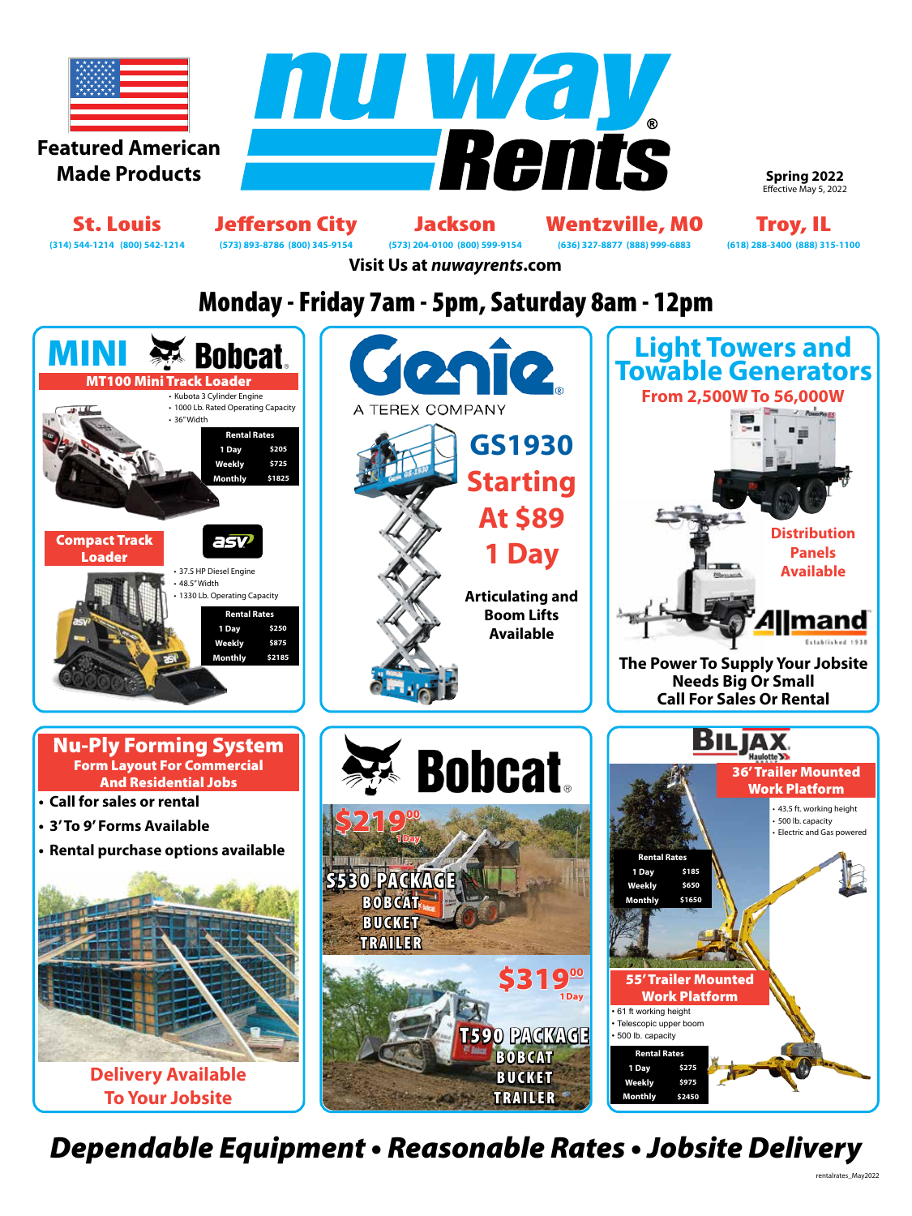Featured American Made Products

# nu way Rents

**Spring 2022**
Effective May 5, 2022

| St. Louis | Jefferson City | Jackson | Wentzville, MO | Troy, IL |
|---|---|---|---|---|
| (314) 544-1214 (800) 542-1214 | (573) 893-8786 (800) 345-9154 | (573) 204-0100 (800) 599-9154 | (636) 327-8877 (888) 999-6883 | (618) 288-3400 (888) 315-1100 |

**Visit Us at *nuwayrents*.com**

## Monday - Friday 7am - 5pm, Saturday 8am - 12pm

## MINI Bobcat

### MT100 Mini Track Loader

- Kubota 3 Cylinder Engine
- 1000 Lb. Rated Operating Capacity
- 36" Width

| Rental Rates | |
|---|---|
| 1 Day | $205 |
| Weekly | $725 |
| Monthly | $1825 |

### Compact Track Loader

ASV

- 37.5 HP Diesel Engine
- 48.5" Width
- 1330 Lb. Operating Capacity

| Rental Rates | |
|---|---|
| 1 Day | $250 |
| Weekly | $875 |
| Monthly | $2185 |

## Genie

A TEREX COMPANY

**GS1930 Starting At $89 1 Day**

**Articulating and Boom Lifts Available**

## Light Towers and Towable Generators

**From 2,500W To 56,000W**

**Distribution Panels Available**

Allmand Established 1938

**The Power To Supply Your Jobsite Needs Big Or Small Call For Sales Or Rental**

## Nu-Ply Forming System

**Form Layout For Commercial And Residential Jobs**

- **Call for sales or rental**
- **3' To 9' Forms Available**
- **Rental purchase options available**

**Delivery Available To Your Jobsite**

## Bobcat

**$219.00 1 Day**

**S530 PACKAGE**
BOBCAT
BUCKET
TRAILER

**$319.00 1 Day**

**T590 PACKAGE**
BOBCAT
BUCKET
TRAILER

## BILJAX Haulotte

### 36' Trailer Mounted Work Platform

- 43.5 ft. working height
- 500 lb. capacity
- Electric and Gas powered

| Rental Rates | |
|---|---|
| 1 Day | $185 |
| Weekly | $650 |
| Monthly | $1650 |

### 55' Trailer Mounted Work Platform

- 61 ft working height
- Telescopic upper boom
- 500 lb. capacity

| Rental Rates | |
|---|---|
| 1 Day | $275 |
| Weekly | $975 |
| Monthly | $2450 |

***Dependable Equipment • Reasonable Rates • Jobsite Delivery***

rentalrates_May2022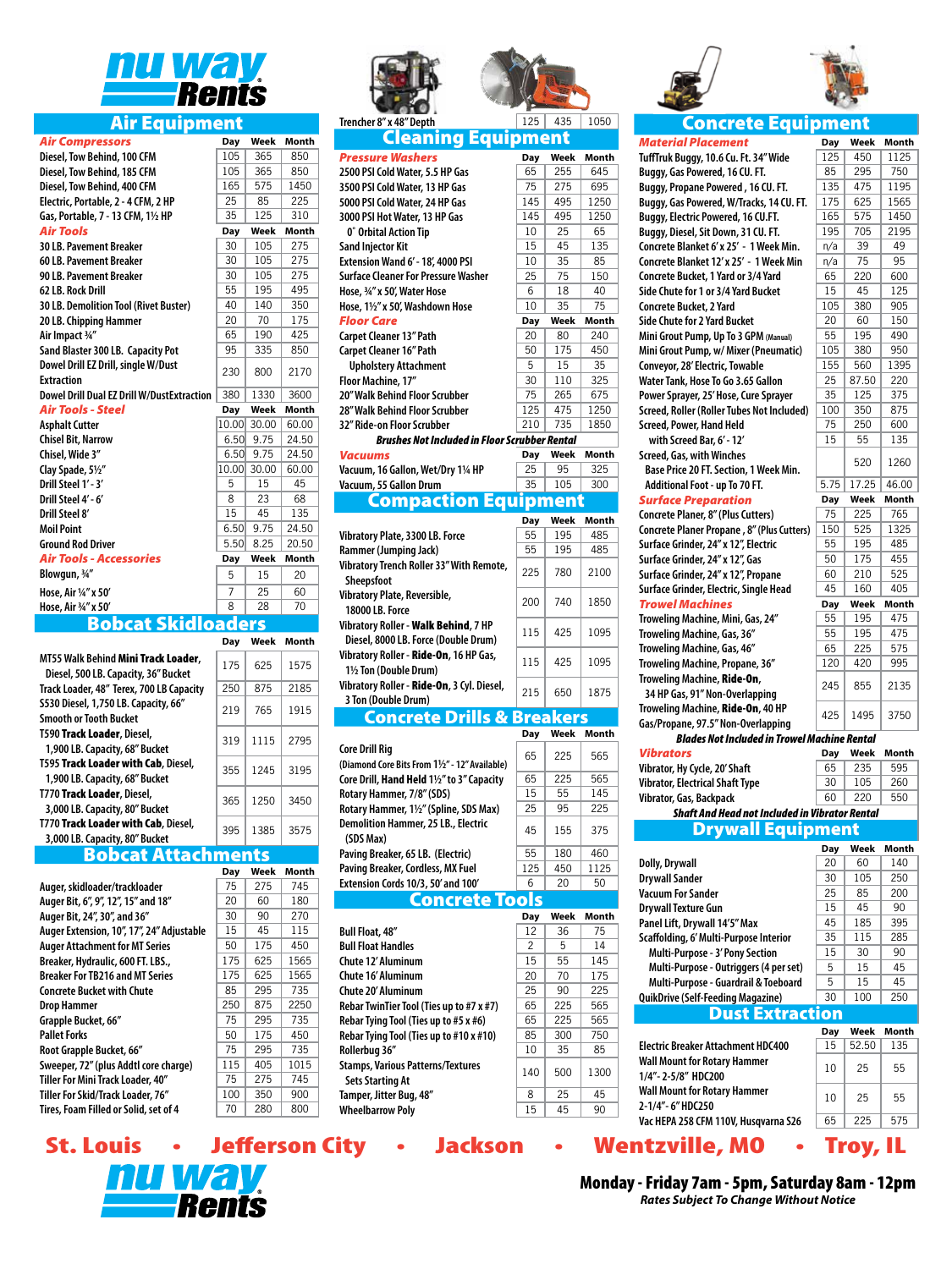# nu way Rents

## Air Equipment

| Air Compressors | Day | Week | Month |
|---|---|---|---|
| Diesel, Tow Behind, 100 CFM | 105 | 365 | 850 |
| Diesel, Tow Behind, 185 CFM | 105 | 365 | 850 |
| Diesel, Tow Behind, 400 CFM | 165 | 575 | 1450 |
| Electric, Portable, 2 - 4 CFM, 2 HP | 25 | 85 | 225 |
| Gas, Portable, 7 - 13 CFM, 1½ HP | 35 | 125 | 310 |
| **Air Tools** | **Day** | **Week** | **Month** |
| 30 LB. Pavement Breaker | 30 | 105 | 275 |
| 60 LB. Pavement Breaker | 30 | 105 | 275 |
| 90 LB. Pavement Breaker | 30 | 105 | 275 |
| 62 LB. Rock Drill | 55 | 195 | 495 |
| 30 LB. Demolition Tool (Rivet Buster) | 40 | 140 | 350 |
| 20 LB. Chipping Hammer | 20 | 70 | 175 |
| Air Impact ¾" | 65 | 190 | 425 |
| Sand Blaster 300 LB. Capacity Pot | 95 | 335 | 850 |
| Dowel Drill EZ Drill, single W/Dust Extraction | 230 | 800 | 2170 |
| Dowel Drill Dual EZ Drill W/DustExtraction | 380 | 1330 | 3600 |
| **Air Tools - Steel** | **Day** | **Week** | **Month** |
| Asphalt Cutter | 10.00 | 30.00 | 60.00 |
| Chisel Bit, Narrow | 6.50 | 9.75 | 24.50 |
| Chisel, Wide 3" | 6.50 | 9.75 | 24.50 |
| Clay Spade, 5½" | 10.00 | 30.00 | 60.00 |
| Drill Steel 1' - 3' | 5 | 15 | 45 |
| Drill Steel 4' - 6' | 8 | 23 | 68 |
| Drill Steel 8' | 15 | 45 | 135 |
| Moil Point | 6.50 | 9.75 | 24.50 |
| Ground Rod Driver | 5.50 | 8.25 | 20.50 |
| **Air Tools - Accessories** | **Day** | **Week** | **Month** |
| Blowgun, ¾" | 5 | 15 | 20 |
| Hose, Air ¼" x 50' | 7 | 25 | 60 |
| Hose, Air ¾" x 50' | 8 | 28 | 70 |

## Bobcat Skidloaders

| | Day | Week | Month |
|---|---|---|---|
| MT55 Walk Behind **Mini Track Loader**, Diesel, 500 LB. Capacity, 36" Bucket | 175 | 625 | 1575 |
| Track Loader, 48" Terex, 700 LB Capacity | 250 | 875 | 2185 |
| S530 Diesel, 1,750 LB. Capacity, 66" Smooth or Tooth Bucket | 219 | 765 | 1915 |
| T590 **Track Loader**, Diesel, 1,900 LB. Capacity, 68" Bucket | 319 | 1115 | 2795 |
| T595 **Track Loader with Cab**, Diesel, 1,900 LB. Capacity, 68" Bucket | 355 | 1245 | 3195 |
| T770 **Track Loader**, Diesel, 3,000 LB. Capacity, 80" Bucket | 365 | 1250 | 3450 |
| T770 **Track Loader with Cab**, Diesel, 3,000 LB. Capacity, 80" Bucket | 395 | 1385 | 3575 |

## Bobcat Attachments

| | Day | Week | Month |
|---|---|---|---|
| Auger, skidloader/trackloader | 75 | 275 | 745 |
| Auger Bit, 6", 9", 12", 15" and 18" | 20 | 60 | 180 |
| Auger Bit, 24", 30", and 36" | 30 | 90 | 270 |
| Auger Extension, 10", 17", 24" Adjustable | 15 | 45 | 115 |
| Auger Attachment for MT Series | 50 | 175 | 450 |
| Breaker, Hydraulic, 600 FT. LBS., | 175 | 625 | 1565 |
| Breaker For TB216 and MT Series | 175 | 625 | 1565 |
| Concrete Bucket with Chute | 85 | 295 | 735 |
| Drop Hammer | 250 | 875 | 2250 |
| Grapple Bucket, 66" | 75 | 295 | 735 |
| Pallet Forks | 50 | 175 | 450 |
| Root Grapple Bucket, 66" | 75 | 295 | 735 |
| Sweeper, 72" (plus Addtl core charge) | 115 | 405 | 1015 |
| Tiller For Mini Track Loader, 40" | 75 | 275 | 745 |
| Tiller For Skid/Track Loader, 76" | 100 | 350 | 900 |
| Tires, Foam Filled or Solid, set of 4 | 70 | 280 | 800 |

| | Day | Week | Month |
|---|---|---|---|
| Trencher 8" x 48" Depth | 125 | 435 | 1050 |

## Cleaning Equipment

| Pressure Washers | Day | Week | Month |
|---|---|---|---|
| 2500 PSI Cold Water, 5.5 HP Gas | 65 | 255 | 645 |
| 3500 PSI Cold Water, 13 HP Gas | 75 | 275 | 695 |
| 5000 PSI Cold Water, 24 HP Gas | 145 | 495 | 1250 |
| 3000 PSI Hot Water, 13 HP Gas | 145 | 495 | 1250 |
| 0˚ Orbital Action Tip | 10 | 25 | 65 |
| Sand Injector Kit | 15 | 45 | 135 |
| Extension Wand 6' - 18', 4000 PSI | 10 | 35 | 85 |
| Surface Cleaner For Pressure Washer | 25 | 75 | 150 |
| Hose, ¾" x 50', Water Hose | 6 | 18 | 40 |
| Hose, 1½" x 50', Washdown Hose | 10 | 35 | 75 |
| **Floor Care** | **Day** | **Week** | **Month** |
| Carpet Cleaner 13" Path | 20 | 80 | 240 |
| Carpet Cleaner 16" Path | 50 | 175 | 450 |
| Upholstery Attachment | 5 | 15 | 35 |
| Floor Machine, 17" | 30 | 110 | 325 |
| 20" Walk Behind Floor Scrubber | 75 | 265 | 675 |
| 28" Walk Behind Floor Scrubber | 125 | 475 | 1250 |
| 32" Ride-on Floor Scrubber | 210 | 735 | 1850 |

***Brushes Not Included in Floor Scrubber Rental***

| Vacuums | Day | Week | Month |
|---|---|---|---|
| Vacuum, 16 Gallon, Wet/Dry 1¼ HP | 25 | 95 | 325 |
| Vacuum, 55 Gallon Drum | 35 | 105 | 300 |

## Compaction Equipment

| | Day | Week | Month |
|---|---|---|---|
| Vibratory Plate, 3300 LB. Force | 55 | 195 | 485 |
| Rammer (Jumping Jack) | 55 | 195 | 485 |
| Vibratory Trench Roller 33" With Remote, Sheepsfoot | 225 | 780 | 2100 |
| Vibratory Plate, Reversible, 18000 LB. Force | 200 | 740 | 1850 |
| Vibratory Roller - **Walk Behind**, 7 HP Diesel, 8000 LB. Force (Double Drum) | 115 | 425 | 1095 |
| Vibratory Roller - **Ride-On**, 16 HP Gas, 1½ Ton (Double Drum) | 115 | 425 | 1095 |
| Vibratory Roller - **Ride-On**, 3 Cyl. Diesel, 3 Ton (Double Drum) | 215 | 650 | 1875 |

## Concrete Drills & Breakers

| | Day | Week | Month |
|---|---|---|---|
| Core Drill Rig (Diamond Core Bits From 1½" - 12" Available) | 65 | 225 | 565 |
| Core Drill, **Hand Held** 1½" to 3" Capacity | 65 | 225 | 565 |
| Rotary Hammer, 7/8" (SDS) | 15 | 55 | 145 |
| Rotary Hammer, 1½" (Spline, SDS Max) | 25 | 95 | 225 |
| Demolition Hammer, 25 LB., Electric (SDS Max) | 45 | 155 | 375 |
| Paving Breaker, 65 LB. (Electric) | 55 | 180 | 460 |
| Paving Breaker, Cordless, MX Fuel | 125 | 450 | 1125 |
| Extension Cords 10/3, 50' and 100' | 6 | 20 | 50 |

## Concrete Tools

| | Day | Week | Month |
|---|---|---|---|
| Bull Float, 48" | 12 | 36 | 75 |
| Bull Float Handles | 2 | 5 | 14 |
| Chute 12' Aluminum | 15 | 55 | 145 |
| Chute 16' Aluminum | 20 | 70 | 175 |
| Chute 20' Aluminum | 25 | 90 | 225 |
| Rebar TwinTier Tool (Ties up to #7 x #7) | 65 | 225 | 565 |
| Rebar Tying Tool (Ties up to #5 x #6) | 65 | 225 | 565 |
| Rebar Tying Tool (Ties up to #10 x #10) | 85 | 300 | 750 |
| Rollerbug 36" | 10 | 35 | 85 |
| Stamps, Various Patterns/Textures Sets Starting At | 140 | 500 | 1300 |
| Tamper, Jitter Bug, 48" | 8 | 25 | 45 |
| Wheelbarrow Poly | 15 | 45 | 90 |

## Concrete Equipment

| Material Placement | Day | Week | Month |
|---|---|---|---|
| TuffTruk Buggy, 10.6 Cu. Ft. 34" Wide | 125 | 450 | 1125 |
| Buggy, Gas Powered, 16 CU. FT. | 85 | 295 | 750 |
| Buggy, Propane Powered, 16 CU. FT. | 135 | 475 | 1195 |
| Buggy, Gas Powered, W/Tracks, 14 CU. FT. | 175 | 625 | 1565 |
| Buggy, Electric Powered, 16 CU.FT. | 165 | 575 | 1450 |
| Buggy, Diesel, Sit Down, 31 CU. FT. | 195 | 705 | 2195 |
| Concrete Blanket 6' x 25' - 1 Week Min. | n/a | 39 | 49 |
| Concrete Blanket 12' x 25' - 1 Week Min | n/a | 75 | 95 |
| Concrete Bucket, 1 Yard or 3/4 Yard | 65 | 220 | 600 |
| Side Chute for 1 or 3/4 Yard Bucket | 15 | 45 | 125 |
| Concrete Bucket, 2 Yard | 105 | 380 | 905 |
| Side Chute for 2 Yard Bucket | 20 | 60 | 150 |
| Mini Grout Pump, Up To 3 GPM (Manual) | 55 | 195 | 490 |
| Mini Grout Pump, w/ Mixer (Pneumatic) | 105 | 380 | 950 |
| Conveyor, 28' Electric, Towable | 155 | 560 | 1395 |
| Water Tank, Hose To Go 3.65 Gallon | 25 | 87.50 | 220 |
| Power Sprayer, 25' Hose, Cure Sprayer | 35 | 125 | 375 |
| Screed, Roller (Roller Tubes Not Included) | 100 | 350 | 875 |
| Screed, Power, Hand Held | 75 | 250 | 600 |
| with Screed Bar, 6' - 12' | 15 | 55 | 135 |
| Screed, Gas, with Winches Base Price 20 FT. Section, 1 Week Min. | | 520 | 1260 |
| Additional Foot - up To 70 FT. | 5.75 | 17.25 | 46.00 |
| **Surface Preparation** | **Day** | **Week** | **Month** |
| Concrete Planer, 8" (Plus Cutters) | 75 | 225 | 765 |
| Concrete Planer Propane, 8" (Plus Cutters) | 150 | 525 | 1325 |
| Surface Grinder, 24" x 12", Electric | 55 | 195 | 485 |
| Surface Grinder, 24" x 12", Gas | 50 | 175 | 455 |
| Surface Grinder, 24" x 12", Propane | 60 | 210 | 525 |
| Surface Grinder, Electric, Single Head | 45 | 160 | 405 |
| **Trowel Machines** | **Day** | **Week** | **Month** |
| Troweling Machine, Mini, Gas, 24" | 55 | 195 | 475 |
| Troweling Machine, Gas, 36" | 55 | 195 | 475 |
| Troweling Machine, Gas, 46" | 65 | 225 | 575 |
| Troweling Machine, Propane, 36" | 120 | 420 | 995 |
| Troweling Machine, **Ride-On**, 34 HP Gas, 91" Non-Overlapping | 245 | 855 | 2135 |
| Troweling Machine, **Ride-On**, 40 HP Gas/Propane, 97.5" Non-Overlapping | 425 | 1495 | 3750 |

***Blades Not Included in Trowel Machine Rental***

| Vibrators | Day | Week | Month |
|---|---|---|---|
| Vibrator, Hy Cycle, 20' Shaft | 65 | 235 | 595 |
| Vibrator, Electrical Shaft Type | 30 | 105 | 260 |
| Vibrator, Gas, Backpack | 60 | 220 | 550 |

***Shaft And Head not Included in Vibrator Rental***

## Drywall Equipment

| | Day | Week | Month |
|---|---|---|---|
| Dolly, Drywall | 20 | 60 | 140 |
| Drywall Sander | 30 | 105 | 250 |
| Vacuum For Sander | 25 | 85 | 200 |
| Drywall Texture Gun | 15 | 45 | 90 |
| Panel Lift, Drywall 14'5" Max | 45 | 185 | 395 |
| Scaffolding, 6' Multi-Purpose Interior | 35 | 115 | 285 |
| Multi-Purpose - 3' Pony Section | 15 | 30 | 90 |
| Multi-Purpose - Outriggers (4 per set) | 5 | 15 | 45 |
| Multi-Purpose - Guardrail & Toeboard | 5 | 15 | 45 |
| QuikDrive (Self-Feeding Magazine) | 30 | 100 | 250 |

## Dust Extraction

| | Day | Week | Month |
|---|---|---|---|
| Electric Breaker Attachment HDC400 | 15 | 52.50 | 135 |
| Wall Mount for Rotary Hammer 1/4"- 2-5/8" HDC200 | 10 | 25 | 55 |
| Wall Mount for Rotary Hammer 2-1/4"- 6" HDC250 | 10 | 25 | 55 |
| Vac HEPA 258 CFM 110V, Husqvarna S26 | 65 | 225 | 575 |

**St. Louis • Jefferson City • Jackson • Wentzville, MO • Troy, IL**

# nu way Rents

**Monday - Friday 7am - 5pm, Saturday 8am - 12pm**

***Rates Subject To Change Without Notice***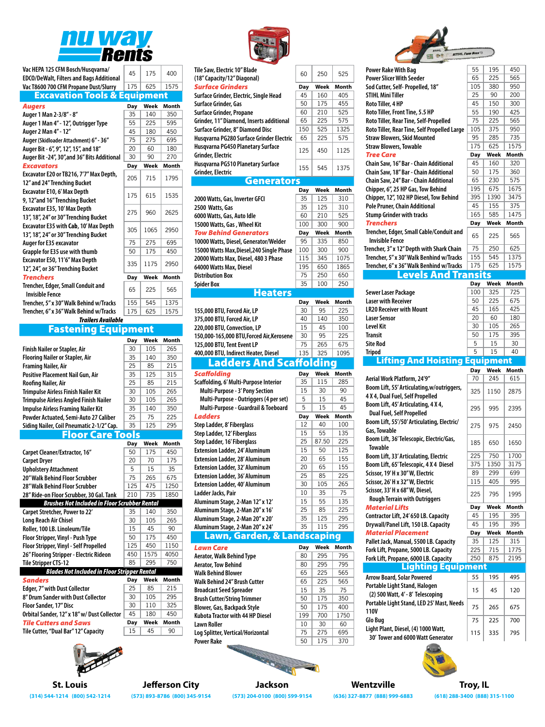# nu way Rents

| Item | Day | Week | Month |
|---|---|---|---|
| Vac HEPA 125 CFM Bosch/Husqvarna/ EDCO/DeWalt, Filters and Bags Additional | 45 | 175 | 400 |
| Vac T8600 700 CFM Propane Dust/Slurry | 175 | 625 | 1575 |

## Excavation Tools & Equipment

| Augers | Day | Week | Month |
|---|---|---|---|
| Auger 1 Man 2-3/8" - 8" | 35 | 140 | 350 |
| Auger 1 Man 4" - 12", Outrigger Type | 55 | 225 | 595 |
| Auger 2 Man 4" - 12" | 45 | 180 | 450 |
| Auger (Skidloader Attachment) 6" - 36" | 75 | 275 | 695 |
| Auger Bit - 6", 9", 12", 15", and 18" | 20 | 60 | 180 |
| Auger Bit -24", 30",and 36" Bits Additional | 30 | 90 | 270 |

| Excavators | Day | Week | Month |
|---|---|---|---|
| Excavator E20 or TB216, 7'7" Max Depth, 12" and 24" Trenching Bucket | 205 | 715 | 1795 |
| Excavator E10, 6' Max Depth 9, 12"and 16" Trenching Bucket | 175 | 615 | 1535 |
| Excavator E35, 10' Max Depth 13", 18", 24" or 30" Trenching Bucket | 275 | 960 | 2625 |
| Excavator E35 with Cab, 10' Max Depth 13", 18", 24" or 30" Trenching Bucket | 305 | 1065 | 2950 |
| Auger for E35 excavator | 75 | 275 | 695 |
| Grapple for E35 use with thumb | 50 | 175 | 450 |
| Excavator E50, 11'6" Max Depth 12", 24", or 36" Trenching Bucket | 335 | 1175 | 2950 |

| Trenchers | Day | Week | Month |
|---|---|---|---|
| Trencher, Edger, Small Conduit and Invisible Fence | 65 | 225 | 565 |
| Trencher, 5" x 30" Walk Behind w/Tracks | 155 | 545 | 1375 |
| Trencher, 6" x 36" Walk Behind w/Tracks | 175 | 625 | 1575 |

*Trailers Available*

## Fastening Equipment

| Item | Day | Week | Month |
|---|---|---|---|
| Finish Nailer or Stapler, Air | 30 | 105 | 265 |
| Flooring Nailer or Stapler, Air | 35 | 140 | 350 |
| Framing Nailer, Air | 25 | 85 | 215 |
| Positive Placement Nail Gun, Air | 35 | 125 | 315 |
| Roofing Nailer, Air | 25 | 85 | 215 |
| Trimpulse Airless Finish Nailer Kit | 30 | 105 | 265 |
| Trimpulse Airless Angled Finish Nailer | 30 | 105 | 265 |
| Impulse Airless Framing Nailer Kit | 35 | 140 | 350 |
| Powder Actuated, Semi-Auto 27 Caliber | 25 | 75 | 225 |
| Siding Nailer, Coil Pneumatic 2-1/2" Cap. | 35 | 125 | 295 |

## Floor Care Tools

| Item | Day | Week | Month |
|---|---|---|---|
| Carpet Cleaner/Extractor, 16" | 50 | 175 | 450 |
| Carpet Dryer | 20 | 70 | 175 |
| Upholstery Attachment | 5 | 15 | 35 |
| 20" Walk Behind Floor Scrubber | 75 | 265 | 675 |
| 28" Walk Behind Floor Scrubber | 125 | 475 | 1250 |
| 28" Ride-on Floor Scrubber, 30 Gal. Tank | 210 | 735 | 1850 |

***Brushes Not Included in Floor Scrubber Rental***

| Item | Day | Week | Month |
|---|---|---|---|
| Carpet Stretcher, Power to 22' | 35 | 140 | 350 |
| Long Reach Air Chisel | 30 | 105 | 265 |
| Roller, 100 LB. Linoleum/Tile | 15 | 45 | 90 |
| Floor Stripper, Vinyl - Push Type | 50 | 175 | 450 |
| Floor Stripper, Vinyl - Self Propelled | 125 | 450 | 1150 |
| 26" Flooring Stripper - Electric Rideon | 450 | 1575 | 4050 |
| Tile Stripper CTS-12 | 85 | 295 | 750 |

***Blades Not Included in Floor Stripper Rental***

| Sanders | Day | Week | Month |
|---|---|---|---|
| Edger, 7" with Dust Collector | 25 | 85 | 215 |
| 8" Drum Sander with Dust Collector | 30 | 105 | 295 |
| Floor Sander, 17" Disc | 30 | 110 | 325 |
| Orbital Sander, 12" x 18" w/ Dust Collector | 45 | 180 | 450 |

| Tile Cutters and Saws | Day | Week | Month |
|---|---|---|---|
| Tile Cutter, "Dual Bar" 12" Capacity | 15 | 45 | 90 |
| Tile Saw, Electric 10" Blade (18" Capacity/12" Diagonal) | 60 | 250 | 525 |

| Surface Grinders | Day | Week | Month |
|---|---|---|---|
| Surface Grinder, Electric, Single Head | 45 | 160 | 405 |
| Surface Grinder, Gas | 50 | 175 | 455 |
| Surface Grinder, Propane | 60 | 210 | 525 |
| Grinder, 11" Diamond, Inserts additional | 65 | 225 | 575 |
| Surface Grinder, 8" Diamond Disc | 150 | 525 | 1325 |
| Husqvarna PG280 Surface Grinder Electric | 65 | 225 | 575 |
| Husqvarna PG450 Planetary Surface Grinder, Electric | 125 | 450 | 1125 |
| Husqvarna PG510 Planetary Surface Grinder, Electric | 155 | 545 | 1375 |

## Generators

| Item | Day | Week | Month |
|---|---|---|---|
| 2000 Watts, Gas, Inverter GFCI | 35 | 125 | 310 |
| 2500 Watts, Gas | 35 | 125 | 310 |
| 6000 Watts, Gas, Auto Idle | 60 | 210 | 525 |
| 15000 Watts, Gas, Wheel Kit | 100 | 300 | 900 |

| Tow Behind Generators | Day | Week | Month |
|---|---|---|---|
| 10000 Watts, Diesel, Generator/Welder | 95 | 335 | 850 |
| 15000 Watts Max,Diesel,240 Single Phase | 100 | 300 | 900 |
| 20000 Watts Max, Diesel, 480 3 Phase | 115 | 345 | 1075 |
| 64000 Watts Max, Diesel | 195 | 650 | 1865 |
| Distribution Box | 75 | 250 | 650 |
| Spider Box | 35 | 100 | 250 |

## Heaters

| Item | Day | Week | Month |
|---|---|---|---|
| 155,000 BTU, Forced Air, LP | 30 | 95 | 225 |
| 375,000 BTU, Forced Air, LP | 40 | 140 | 350 |
| 220,000 BTU, Convection, LP | 15 | 45 | 100 |
| 150,000-165,000 BTU,Forced Air,Kerosene | 30 | 95 | 225 |
| 125,000 BTU, Tent Event LP | 75 | 265 | 675 |
| 400,000 BTU, Indirect Heater, Diesel | 135 | 325 | 1095 |

## Ladders And Scaffolding

| Scaffolding | Day | Week | Month |
|---|---|---|---|
| Scaffolding, 6' Multi-Purpose Interior | 35 | 115 | 285 |
| Multi-Purpose - 3' Pony Section | 15 | 30 | 90 |
| Multi-Purpose - Outriggers (4 per set) | 5 | 15 | 45 |
| Multi-Purpose - Guardrail & Toeboard | 5 | 15 | 45 |

| Ladders | Day | Week | Month |
|---|---|---|---|
| Step Ladder, 8' Fiberglass | 12 | 40 | 100 |
| Step Ladder, 12' Fiberglass | 15 | 55 | 135 |
| Step Ladder, 16' Fiberglass | 25 | 87.50 | 225 |
| Extension Ladder, 24' Aluminum | 15 | 50 | 125 |
| Extension Ladder, 28' Aluminum | 20 | 65 | 155 |
| Extension Ladder, 32' Aluminum | 20 | 65 | 155 |
| Extension Ladder, 36' Aluminum | 25 | 85 | 225 |
| Extension Ladder, 40' Aluminum | 30 | 105 | 265 |
| Ladder Jacks, Pair | 10 | 35 | 75 |
| Aluminum Stage, 2-Man 12" x 12' | 15 | 55 | 135 |
| Aluminum Stage, 2-Man 20" x 16' | 25 | 85 | 225 |
| Aluminum Stage, 2-Man 20" x 20' | 35 | 125 | 295 |
| Aluminum Stage, 2-Man 20" x 24' | 35 | 115 | 295 |

## Lawn, Garden, & Landscaping

| Lawn Care | Day | Week | Month |
|---|---|---|---|
| Aerator, Walk Behind Type | 80 | 295 | 795 |
| Aerator, Tow Behind | 80 | 295 | 795 |
| Walk Behind Blower | 65 | 225 | 565 |
| Walk Behind 24" Brush Cutter | 65 | 225 | 565 |
| Broadcast Seed Spreader | 15 | 35 | 75 |
| Brush Cutter/String Trimmer | 50 | 175 | 350 |
| Blower, Gas, Backpack Style | 50 | 175 | 400 |
| Kubota Tractor with 44 HP Diesel | 199 | 700 | 1750 |
| Lawn Roller | 10 | 30 | 60 |
| Log Splitter, Vertical/Horizontal | 75 | 275 | 695 |
| Power Rake | 50 | 175 | 370 |
| Power Rake With Bag | 55 | 195 | 450 |
| Power Slicer With Seeder | 65 | 225 | 565 |
| Sod Cutter, Self- Propelled, 18" | 105 | 380 | 950 |
| STIHL Mini Tiller | 25 | 90 | 200 |
| Roto Tiller, 4 HP | 45 | 150 | 300 |
| Roto Tiller, Front Tine, 5.5 HP | 55 | 190 | 425 |
| Roto Tiller, Rear Tine, Self-Propelled | 75 | 225 | 565 |
| Roto Tiller, Rear Tine, Self Propelled Large | 105 | 375 | 950 |
| Straw Blowers, Skid Mounted | 95 | 285 | 735 |
| Straw Blowers, Towable | 175 | 625 | 1575 |

| Tree Care | Day | Week | Month |
|---|---|---|---|
| Chain Saw, 16" Bar - Chain Additional | 45 | 160 | 320 |
| Chain Saw, 18" Bar - Chain Additional | 50 | 175 | 360 |
| Chain Saw, 24" Bar - Chain Additional | 65 | 230 | 575 |
| Chipper, 6", 25 HP Gas, Tow Behind | 195 | 675 | 1675 |
| Chipper, 12", 102 HP Diesel, Tow Behind | 395 | 1390 | 3475 |
| Pole Pruner, Chain Additional | 45 | 155 | 375 |
| Stump Grinder with tracks | 165 | 585 | 1475 |

| Trenchers | Day | Week | Month |
|---|---|---|---|
| Trencher, Edger, Small Cable/Conduit and Invisible Fence | 65 | 225 | 565 |
| Trencher, 3" x 12" Depth with Shark Chain | 75 | 250 | 625 |
| Trencher, 5" x 30" Walk Benhind w/Tracks | 155 | 545 | 1375 |
| Trencher, 6" x 36" Walk Benhind w/Tracks | 175 | 625 | 1575 |

## Levels And Transits

| Item | Day | Week | Month |
|---|---|---|---|
| Sewer Laser Package | 100 | 325 | 725 |
| Laser with Receiver | 50 | 250 | 675 |
| LR20 Receiver with Mount | 45 | 165 | 425 |
| Laser Sensor | 20 | 60 | 180 |
| Level Kit | 30 | 105 | 265 |
| Transit | 50 | 175 | 395 |
| Site Rod | 5 | 15 | 30 |
| Tripod | 5 | 15 | 40 |

## Lifting And Hoisting Equipment

| Item | Day | Week | Month |
|---|---|---|---|
| Aerial Work Platform, 24'9" | 70 | 245 | 615 |
| Boom Lift, 55' Articulating,w/outriggers, 4 X 4, Dual Fuel, Self Propelled | 325 | 1150 | 2875 |
| Boom Lift, 45' Articulating, 4 X 4, Dual Fuel, Self Propelled | 295 | 995 | 2395 |
| Boom Lift, 55'/50' Articulating, Electric/ Gas, Towable | 275 | 975 | 2450 |
| Boom Lift, 36' Telescopic, Electric/Gas, Towable | 185 | 650 | 1650 |
| Boom Lift, 33' Articulating, Electric | 225 | 750 | 1700 |
| Boom Lift, 65' Telescopic, 4 X 4 Diesel | 375 | 1350 | 3175 |
| Scissor, 19' H x 30" W, Electric | 89 | 299 | 699 |
| Scissor, 26' H x 32" W, Electric | 115 | 405 | 995 |
| Scissor, 33' H x 68" W, Diesel, Rough Terrain with Outriggers | 225 | 795 | 1995 |

| Material Lifts | Day | Week | Month |
|---|---|---|---|
| Contractor Lift, 24' 650 LB. Capacity | 45 | 195 | 395 |
| Drywall/Panel Lift, 150 LB. Capacity | 45 | 195 | 395 |

| Material Placement | Day | Week | Month |
|---|---|---|---|
| Pallet Jack, Manual, 5500 LB. Capacity | 35 | 125 | 315 |
| Fork Lift, Propane, 5000 LB. Capacity | 225 | 715 | 1775 |
| Fork Lift, Propane, 6000 LB. Capacity | 250 | 875 | 2195 |

## Lighting Equipment

| Item | Day | Week | Month |
|---|---|---|---|
| Arrow Board, Solar Powered | 55 | 195 | 495 |
| Portable Light Stand, Halogen (2) 500 Watt, 4' - 8' Telescoping | 15 | 45 | 120 |
| Portable Light Stand, LED 25' Mast, Needs 110V | 75 | 265 | 675 |
| Glo Bug | 75 | 225 | 700 |
| Light Plant, Diesel, (4) 1000 Watt, 30' Tower and 6000 Watt Generator | 115 | 335 | 795 |

**St. Louis** (314) 544-1214 (800) 542-1214

**Jefferson City** (573) 893-8786 (800) 345-9154

**Jackson** (573) 204-0100 (800) 599-9154

**Wentzville** (636) 327-8877 (888) 999-6883

**Troy, IL** (618) 288-3400 (888) 315-1100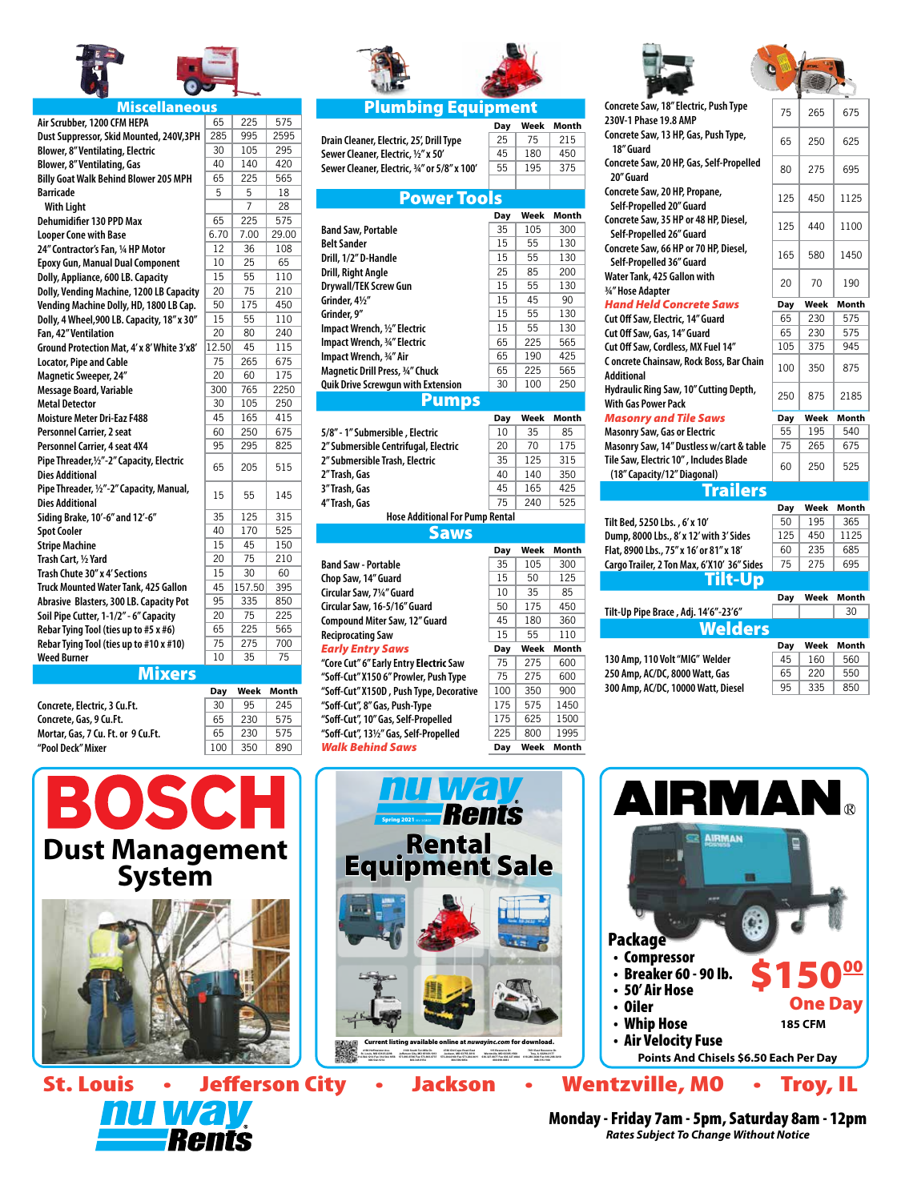## Miscellaneous

| | Day | Week | Month |
|---|---|---|---|
| Air Scrubber, 1200 CFM HEPA | 65 | 225 | 575 |
| Dust Suppressor, Skid Mounted, 240V,3PH | 285 | 995 | 2595 |
| Blower, 8" Ventilating, Electric | 30 | 105 | 295 |
| Blower, 8" Ventilating, Gas | 40 | 140 | 420 |
| Billy Goat Walk Behind Blower 205 MPH | 65 | 225 | 565 |
| Barricade | 5 | 5 | 18 |
| With Light | | 7 | 28 |
| Dehumidifier 130 PPD Max | 65 | 225 | 575 |
| Looper Cone with Base | 6.70 | 7.00 | 29.00 |
| 24" Contractor's Fan, ¼ HP Motor | 12 | 36 | 108 |
| Epoxy Gun, Manual Dual Component | 10 | 25 | 65 |
| Dolly, Appliance, 600 LB. Capacity | 15 | 55 | 110 |
| Dolly, Vending Machine, 1200 LB Capacity | 20 | 75 | 210 |
| Vending Machine Dolly, HD, 1800 LB Cap. | 50 | 175 | 450 |
| Dolly, 4 Wheel,900 LB. Capacity, 18" x 30" | 15 | 55 | 110 |
| Fan, 42" Ventilation | 20 | 80 | 240 |
| Ground Protection Mat, 4' x 8' White 3'x8' | 12.50 | 45 | 115 |
| Locator, Pipe and Cable | 75 | 265 | 675 |
| Magnetic Sweeper, 24" | 20 | 60 | 175 |
| Message Board, Variable | 300 | 765 | 2250 |
| Metal Detector | 30 | 105 | 250 |
| Moisture Meter Dri-Eaz F488 | 45 | 165 | 415 |
| Personnel Carrier, 2 seat | 60 | 250 | 675 |
| Personnel Carrier, 4 seat 4X4 | 95 | 295 | 825 |
| Pipe Threader,½"-2" Capacity, Electric Dies Additional | 65 | 205 | 515 |
| Pipe Threader, ½"-2" Capacity, Manual, Dies Additional | 15 | 55 | 145 |
| Siding Brake, 10'-6" and 12'-6" | 35 | 125 | 315 |
| Spot Cooler | 40 | 170 | 525 |
| Stripe Machine | 15 | 45 | 150 |
| Trash Cart, ½ Yard | 20 | 75 | 210 |
| Trash Chute 30" x 4' Sections | 15 | 30 | 60 |
| Truck Mounted Water Tank, 425 Gallon | 45 | 157.50 | 395 |
| Abrasive Blasters, 300 LB. Capacity Pot | 95 | 335 | 850 |
| Soil Pipe Cutter, 1-1/2" - 6" Capacity | 20 | 75 | 225 |
| Rebar Tying Tool (ties up to #5 x #6) | 65 | 225 | 565 |
| Rebar Tying Tool (ties up to #10 x #10) | 75 | 275 | 700 |
| Weed Burner | 10 | 35 | 75 |

## Mixers

| | Day | Week | Month |
|---|---|---|---|
| Concrete, Electric, 3 Cu.Ft. | 30 | 95 | 245 |
| Concrete, Gas, 9 Cu.Ft. | 65 | 230 | 575 |
| Mortar, Gas, 7 Cu. Ft. or 9 Cu.Ft. | 65 | 230 | 575 |
| "Pool Deck" Mixer | 100 | 350 | 890 |

## Plumbing Equipment

| | Day | Week | Month |
|---|---|---|---|
| Drain Cleaner, Electric, 25', Drill Type | 25 | 75 | 215 |
| Sewer Cleaner, Electric, ½" x 50' | 45 | 180 | 450 |
| Sewer Cleaner, Electric, ¾" or 5/8" x 100' | 55 | 195 | 375 |

## Power Tools

| | Day | Week | Month |
|---|---|---|---|
| Band Saw, Portable | 35 | 105 | 300 |
| Belt Sander | 15 | 55 | 130 |
| Drill, 1/2" D-Handle | 15 | 55 | 130 |
| Drill, Right Angle | 25 | 85 | 200 |
| Drywall/TEK Screw Gun | 15 | 55 | 130 |
| Grinder, 4½" | 15 | 45 | 90 |
| Grinder, 9" | 15 | 55 | 130 |
| Impact Wrench, ½" Electric | 15 | 55 | 130 |
| Impact Wrench, ¾" Electric | 65 | 225 | 565 |
| Impact Wrench, ¾" Air | 65 | 190 | 425 |
| Magnetic Drill Press, ¾" Chuck | 65 | 225 | 565 |
| Quik Drive Screwgun with Extension | 30 | 100 | 250 |

## Pumps

| | Day | Week | Month |
|---|---|---|---|
| 5/8" - 1" Submersible , Electric | 10 | 35 | 85 |
| 2" Submersible Centrifugal, Electric | 20 | 70 | 175 |
| 2" Submersible Trash, Electric | 35 | 125 | 315 |
| 2" Trash, Gas | 40 | 140 | 350 |
| 3" Trash, Gas | 45 | 165 | 425 |
| 4" Trash, Gas | 75 | 240 | 525 |

Hose Additional For Pump Rental

## Saws

| | Day | Week | Month |
|---|---|---|---|
| Band Saw - Portable | 35 | 105 | 300 |
| Chop Saw, 14" Guard | 15 | 50 | 125 |
| Circular Saw, 7¼" Guard | 10 | 35 | 85 |
| Circular Saw, 16-5/16" Guard | 50 | 175 | 450 |
| Compound Miter Saw, 12" Guard | 45 | 180 | 360 |
| Reciprocating Saw | 15 | 55 | 110 |
| ***Early Entry Saws*** | **Day** | **Week** | **Month** |
| "Core Cut" 6" Early Entry Electric Saw | 75 | 275 | 600 |
| "Soff-Cut" X150 6" Prowler, Push Type | 75 | 275 | 600 |
| "Soff-Cut" X150 , Push Type, Decorative | 100 | 350 | 900 |
| "Soff-Cut", 8" Gas, Push-Type | 175 | 575 | 1450 |
| "Soff-Cut", 10" Gas, Self-Propelled | 175 | 625 | 1500 |
| "Soff-Cut", 13½" Gas, Self-Propelled | 225 | 800 | 1995 |
| ***Walk Behind Saws*** | **Day** | **Week** | **Month** |
| Concrete Saw, 18" Electric, Push Type 230V-1 Phase 19.8 AMP | 75 | 265 | 675 |
| Concrete Saw, 13 HP, Gas, Push Type, 18" Guard | 65 | 250 | 625 |
| Concrete Saw, 20 HP, Gas, Self-Propelled 20" Guard | 80 | 275 | 695 |
| Concrete Saw, 20 HP, Propane, Self-Propelled 20" Guard | 125 | 450 | 1125 |
| Concrete Saw, 35 HP or 48 HP, Diesel, Self-Propelled 26" Guard | 125 | 440 | 1100 |
| Concrete Saw, 66 HP or 70 HP, Diesel, Self-Propelled 36" Guard | 165 | 580 | 1450 |
| Water Tank, 425 Gallon with ¾" Hose Adapter | 20 | 70 | 190 |
| ***Hand Held Concrete Saws*** | **Day** | **Week** | **Month** |
| Cut Off Saw, Electric, 14" Guard | 65 | 230 | 575 |
| Cut Off Saw, Gas, 14" Guard | 65 | 230 | 575 |
| Cut Off Saw, Cordless, MX Fuel 14" | 105 | 375 | 945 |
| C oncrete Chainsaw, Rock Boss, Bar Chain Additional | 100 | 350 | 875 |
| Hydraulic Ring Saw, 10" Cutting Depth, With Gas Power Pack | 250 | 875 | 2185 |
| ***Masonry and Tile Saws*** | **Day** | **Week** | **Month** |
| Masonry Saw, Gas or Electric | 55 | 195 | 540 |
| Masonry Saw, 14" Dustless w/cart & table | 75 | 265 | 675 |
| Tile Saw, Electric 10" , Includes Blade (18" Capacity/12" Diagonal) | 60 | 250 | 525 |

## Trailers

| | Day | Week | Month |
|---|---|---|---|
| Tilt Bed, 5250 Lbs. , 6' x 10' | 50 | 195 | 365 |
| Dump, 8000 Lbs., 8' x 12' with 3' Sides | 125 | 450 | 1125 |
| Flat, 8900 Lbs., 75" x 16' or 81" x 18' | 60 | 235 | 685 |
| Cargo Trailer, 2 Ton Max, 6'X10' 36" Sides | 75 | 275 | 695 |

## Tilt-Up

| | Day | Week | Month |
|---|---|---|---|
| Tilt-Up Pipe Brace , Adj. 14'6"-23'6" | | | 30 |

## Welders

| | Day | Week | Month |
|---|---|---|---|
| 130 Amp, 110 Volt "MIG" Welder | 45 | 160 | 560 |
| 250 Amp, AC/DC, 8000 Watt, Gas | 65 | 220 | 550 |
| 300 Amp, AC/DC, 10000 Watt, Diesel | 95 | 335 | 850 |

# BOSCH
## Dust Management System

# nu way Rents
Spring 2021
## Rental Equipment Sale

Current listing available online at nuwayinc.com for download.

# AIRMAN®

**Package**
- Compressor
- Breaker 60 - 90 lb.
- 50' Air Hose
- Oiler
- Whip Hose
- Air Velocity Fuse

**$150.00 One Day**

185 CFM

Points And Chisels $6.50 Each Per Day

**St. Louis • Jefferson City • Jackson • Wentzville, MO • Troy, IL**

**nu way Rents**

**Monday - Friday 7am - 5pm, Saturday 8am - 12pm**

*Rates Subject To Change Without Notice*